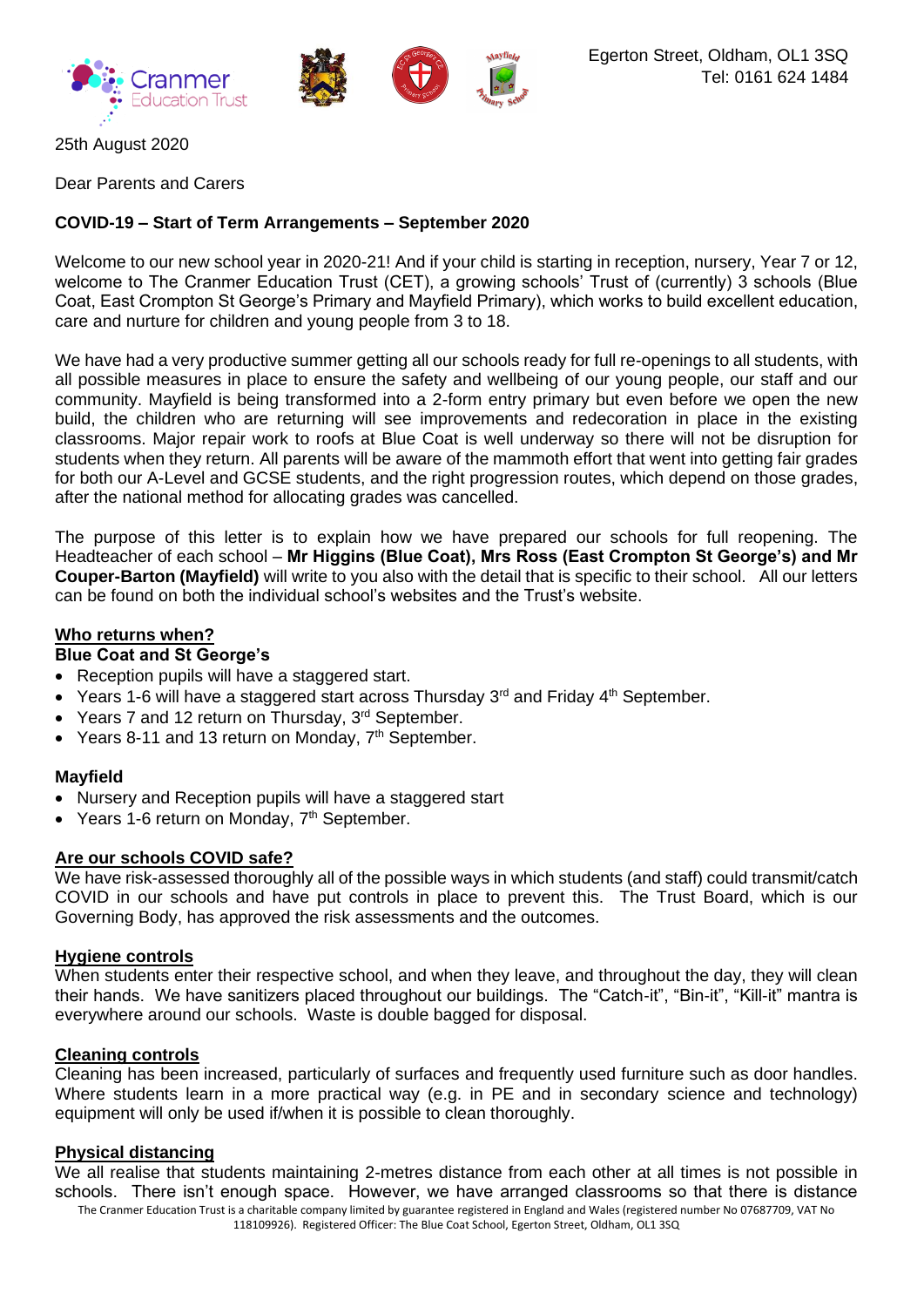Egerton Street, Oldham, OL1 3SQ
Tel: 0161 624 1484

25th August 2020

Dear Parents and Carers

**COVID-19 – Start of Term Arrangements – September 2020**

Welcome to our new school year in 2020-21! And if your child is starting in reception, nursery, Year 7 or 12, welcome to The Cranmer Education Trust (CET), a growing schools' Trust of (currently) 3 schools (Blue Coat, East Crompton St George's Primary and Mayfield Primary), which works to build excellent education, care and nurture for children and young people from 3 to 18.

We have had a very productive summer getting all our schools ready for full re-openings to all students, with all possible measures in place to ensure the safety and wellbeing of our young people, our staff and our community. Mayfield is being transformed into a 2-form entry primary but even before we open the new build, the children who are returning will see improvements and redecoration in place in the existing classrooms. Major repair work to roofs at Blue Coat is well underway so there will not be disruption for students when they return. All parents will be aware of the mammoth effort that went into getting fair grades for both our A-Level and GCSE students, and the right progression routes, which depend on those grades, after the national method for allocating grades was cancelled.

The purpose of this letter is to explain how we have prepared our schools for full reopening. The Headteacher of each school – **Mr Higgins (Blue Coat), Mrs Ross (East Crompton St George's) and Mr Couper-Barton (Mayfield)** will write to you also with the detail that is specific to their school. All our letters can be found on both the individual school's websites and the Trust's website.

## Who returns when?

### Blue Coat and St George's

- Reception pupils will have a staggered start.
- Years 1-6 will have a staggered start across Thursday 3rd and Friday 4th September.
- Years 7 and 12 return on Thursday, 3rd September.
- Years 8-11 and 13 return on Monday, 7th September.

### Mayfield

- Nursery and Reception pupils will have a staggered start
- Years 1-6 return on Monday, 7th September.

## Are our schools COVID safe?

We have risk-assessed thoroughly all of the possible ways in which students (and staff) could transmit/catch COVID in our schools and have put controls in place to prevent this. The Trust Board, which is our Governing Body, has approved the risk assessments and the outcomes.

## Hygiene controls

When students enter their respective school, and when they leave, and throughout the day, they will clean their hands. We have sanitizers placed throughout our buildings. The "Catch-it", "Bin-it", "Kill-it" mantra is everywhere around our schools. Waste is double bagged for disposal.

## Cleaning controls

Cleaning has been increased, particularly of surfaces and frequently used furniture such as door handles. Where students learn in a more practical way (e.g. in PE and in secondary science and technology) equipment will only be used if/when it is possible to clean thoroughly.

## Physical distancing

We all realise that students maintaining 2-metres distance from each other at all times is not possible in schools. There isn't enough space. However, we have arranged classrooms so that there is distance

The Cranmer Education Trust is a charitable company limited by guarantee registered in England and Wales (registered number No 07687709, VAT No 118109926). Registered Officer: The Blue Coat School, Egerton Street, Oldham, OL1 3SQ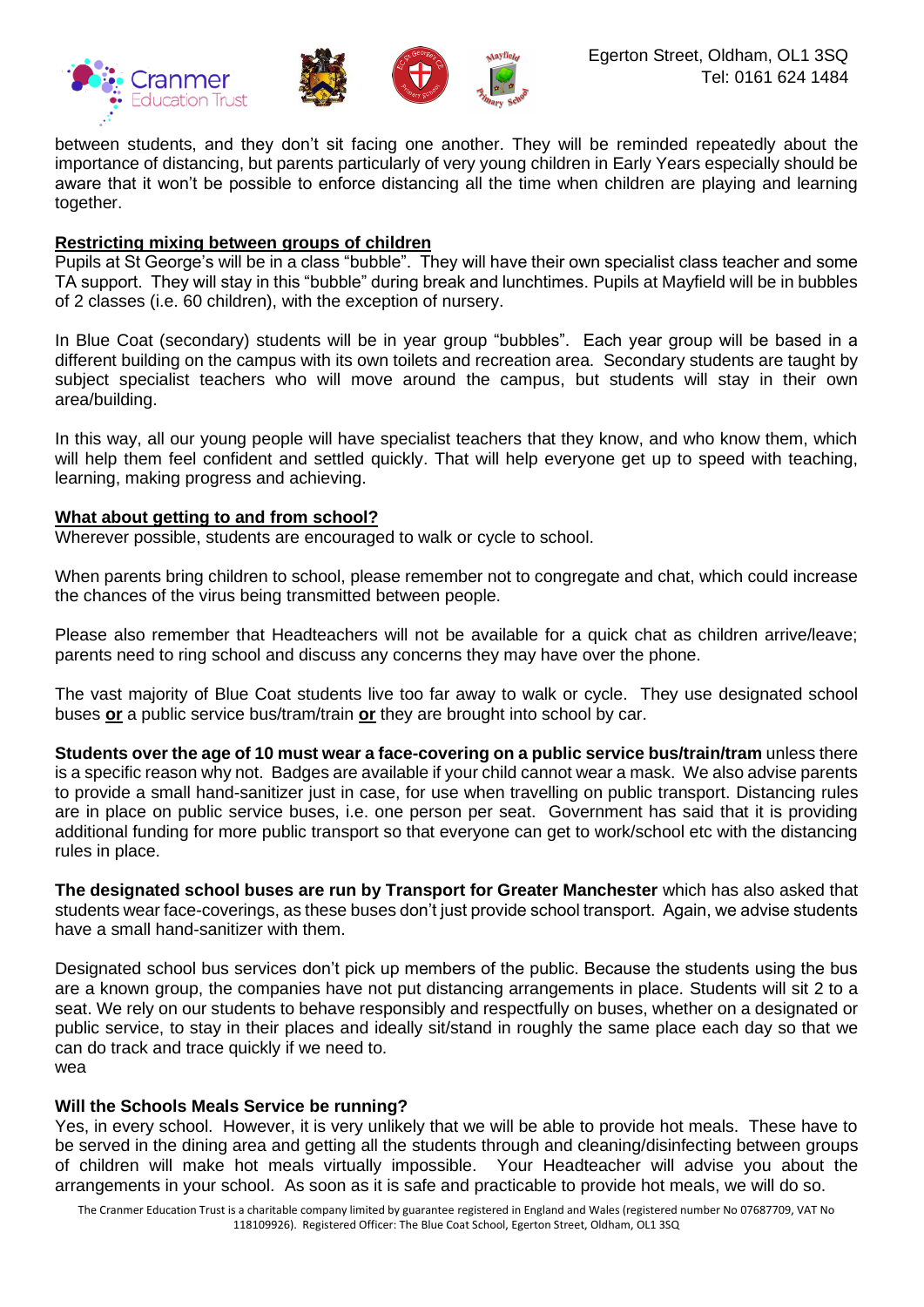between students, and they don't sit facing one another. They will be reminded repeatedly about the importance of distancing, but parents particularly of very young children in Early Years especially should be aware that it won't be possible to enforce distancing all the time when children are playing and learning together.

**Restricting mixing between groups of children**

Pupils at St George's will be in a class "bubble". They will have their own specialist class teacher and some TA support. They will stay in this "bubble" during break and lunchtimes. Pupils at Mayfield will be in bubbles of 2 classes (i.e. 60 children), with the exception of nursery.

In Blue Coat (secondary) students will be in year group "bubbles". Each year group will be based in a different building on the campus with its own toilets and recreation area. Secondary students are taught by subject specialist teachers who will move around the campus, but students will stay in their own area/building.

In this way, all our young people will have specialist teachers that they know, and who know them, which will help them feel confident and settled quickly. That will help everyone get up to speed with teaching, learning, making progress and achieving.

**What about getting to and from school?**

Wherever possible, students are encouraged to walk or cycle to school.

When parents bring children to school, please remember not to congregate and chat, which could increase the chances of the virus being transmitted between people.

Please also remember that Headteachers will not be available for a quick chat as children arrive/leave; parents need to ring school and discuss any concerns they may have over the phone.

The vast majority of Blue Coat students live too far away to walk or cycle. They use designated school buses **or** a public service bus/tram/train **or** they are brought into school by car.

**Students over the age of 10 must wear a face-covering on a public service bus/train/tram** unless there is a specific reason why not. Badges are available if your child cannot wear a mask. We also advise parents to provide a small hand-sanitizer just in case, for use when travelling on public transport. Distancing rules are in place on public service buses, i.e. one person per seat. Government has said that it is providing additional funding for more public transport so that everyone can get to work/school etc with the distancing rules in place.

**The designated school buses are run by Transport for Greater Manchester** which has also asked that students wear face-coverings, as these buses don't just provide school transport. Again, we advise students have a small hand-sanitizer with them.

Designated school bus services don't pick up members of the public. Because the students using the bus are a known group, the companies have not put distancing arrangements in place. Students will sit 2 to a seat. We rely on our students to behave responsibly and respectfully on buses, whether on a designated or public service, to stay in their places and ideally sit/stand in roughly the same place each day so that we can do track and trace quickly if we need to.
wea

**Will the Schools Meals Service be running?**

Yes, in every school. However, it is very unlikely that we will be able to provide hot meals. These have to be served in the dining area and getting all the students through and cleaning/disinfecting between groups of children will make hot meals virtually impossible. Your Headteacher will advise you about the arrangements in your school. As soon as it is safe and practicable to provide hot meals, we will do so.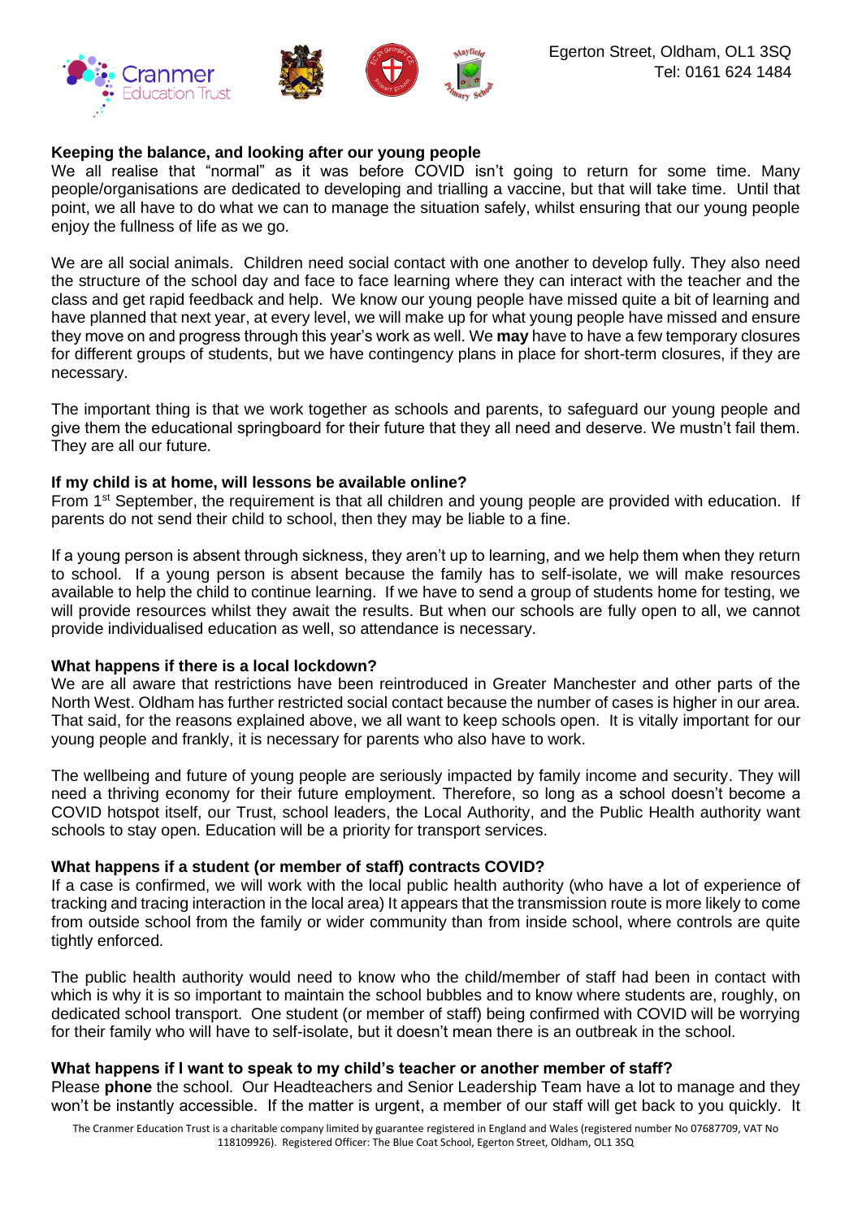**Keeping the balance, and looking after our young people**

We all realise that "normal" as it was before COVID isn't going to return for some time. Many people/organisations are dedicated to developing and trialling a vaccine, but that will take time. Until that point, we all have to do what we can to manage the situation safely, whilst ensuring that our young people enjoy the fullness of life as we go.

We are all social animals. Children need social contact with one another to develop fully. They also need the structure of the school day and face to face learning where they can interact with the teacher and the class and get rapid feedback and help. We know our young people have missed quite a bit of learning and have planned that next year, at every level, we will make up for what young people have missed and ensure they move on and progress through this year's work as well. We **may** have to have a few temporary closures for different groups of students, but we have contingency plans in place for short-term closures, if they are necessary.

The important thing is that we work together as schools and parents, to safeguard our young people and give them the educational springboard for their future that they all need and deserve. We mustn't fail them. They are all our future.

**If my child is at home, will lessons be available online?**

From 1st September, the requirement is that all children and young people are provided with education. If parents do not send their child to school, then they may be liable to a fine.

If a young person is absent through sickness, they aren't up to learning, and we help them when they return to school. If a young person is absent because the family has to self-isolate, we will make resources available to help the child to continue learning. If we have to send a group of students home for testing, we will provide resources whilst they await the results. But when our schools are fully open to all, we cannot provide individualised education as well, so attendance is necessary.

**What happens if there is a local lockdown?**

We are all aware that restrictions have been reintroduced in Greater Manchester and other parts of the North West. Oldham has further restricted social contact because the number of cases is higher in our area. That said, for the reasons explained above, we all want to keep schools open. It is vitally important for our young people and frankly, it is necessary for parents who also have to work.

The wellbeing and future of young people are seriously impacted by family income and security. They will need a thriving economy for their future employment. Therefore, so long as a school doesn't become a COVID hotspot itself, our Trust, school leaders, the Local Authority, and the Public Health authority want schools to stay open. Education will be a priority for transport services.

**What happens if a student (or member of staff) contracts COVID?**

If a case is confirmed, we will work with the local public health authority (who have a lot of experience of tracking and tracing interaction in the local area) It appears that the transmission route is more likely to come from outside school from the family or wider community than from inside school, where controls are quite tightly enforced.

The public health authority would need to know who the child/member of staff had been in contact with which is why it is so important to maintain the school bubbles and to know where students are, roughly, on dedicated school transport. One student (or member of staff) being confirmed with COVID will be worrying for their family who will have to self-isolate, but it doesn't mean there is an outbreak in the school.

**What happens if I want to speak to my child's teacher or another member of staff?**

Please **phone** the school. Our Headteachers and Senior Leadership Team have a lot to manage and they won't be instantly accessible. If the matter is urgent, a member of our staff will get back to you quickly. It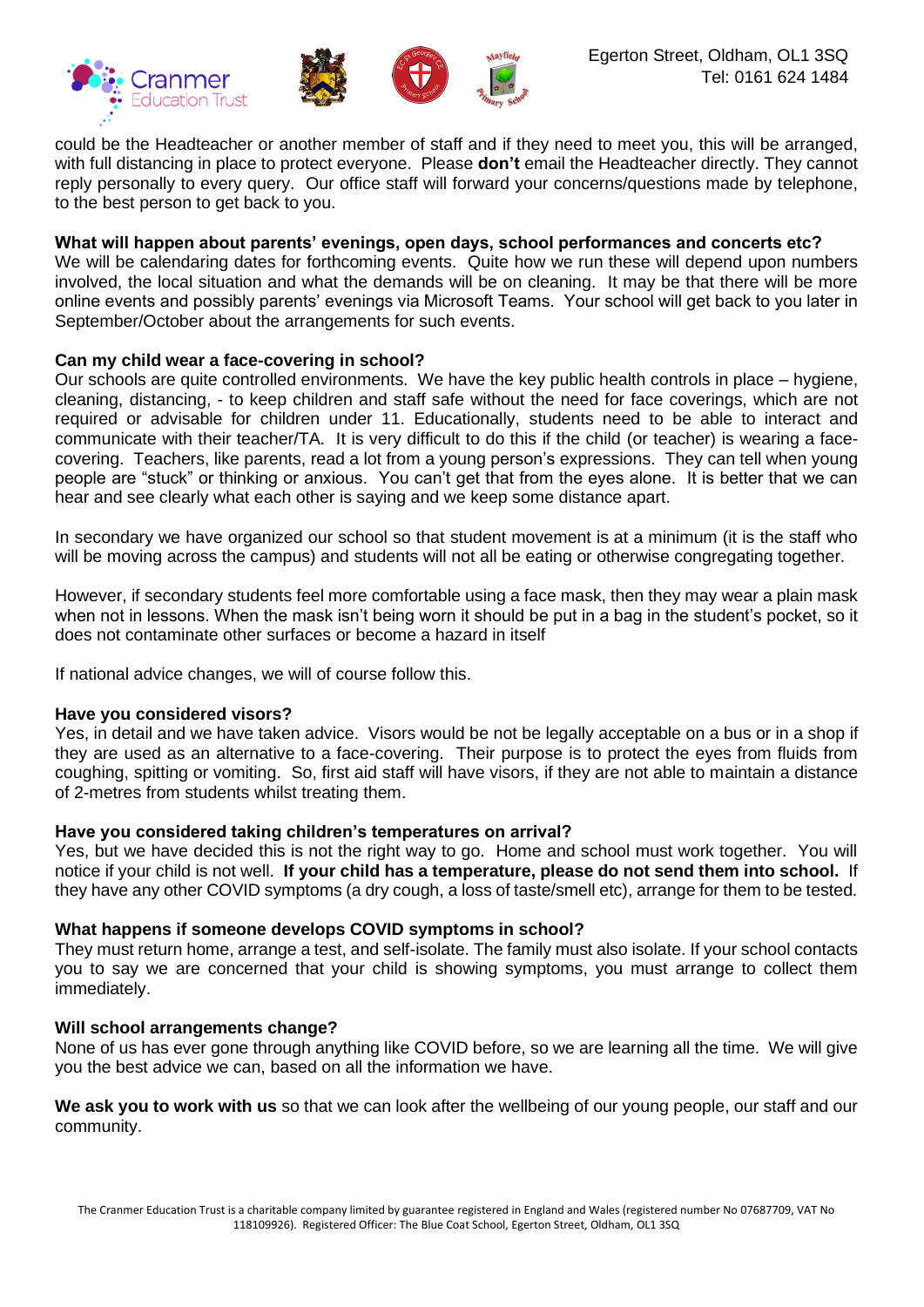could be the Headteacher or another member of staff and if they need to meet you, this will be arranged, with full distancing in place to protect everyone. Please **don't** email the Headteacher directly. They cannot reply personally to every query. Our office staff will forward your concerns/questions made by telephone, to the best person to get back to you.

**What will happen about parents' evenings, open days, school performances and concerts etc?**

We will be calendaring dates for forthcoming events. Quite how we run these will depend upon numbers involved, the local situation and what the demands will be on cleaning. It may be that there will be more online events and possibly parents' evenings via Microsoft Teams. Your school will get back to you later in September/October about the arrangements for such events.

**Can my child wear a face-covering in school?**

Our schools are quite controlled environments. We have the key public health controls in place – hygiene, cleaning, distancing, - to keep children and staff safe without the need for face coverings, which are not required or advisable for children under 11. Educationally, students need to be able to interact and communicate with their teacher/TA. It is very difficult to do this if the child (or teacher) is wearing a face-covering. Teachers, like parents, read a lot from a young person's expressions. They can tell when young people are "stuck" or thinking or anxious. You can't get that from the eyes alone. It is better that we can hear and see clearly what each other is saying and we keep some distance apart.

In secondary we have organized our school so that student movement is at a minimum (it is the staff who will be moving across the campus) and students will not all be eating or otherwise congregating together.

However, if secondary students feel more comfortable using a face mask, then they may wear a plain mask when not in lessons. When the mask isn't being worn it should be put in a bag in the student's pocket, so it does not contaminate other surfaces or become a hazard in itself

If national advice changes, we will of course follow this.

**Have you considered visors?**

Yes, in detail and we have taken advice. Visors would be not be legally acceptable on a bus or in a shop if they are used as an alternative to a face-covering. Their purpose is to protect the eyes from fluids from coughing, spitting or vomiting. So, first aid staff will have visors, if they are not able to maintain a distance of 2-metres from students whilst treating them.

**Have you considered taking children's temperatures on arrival?**

Yes, but we have decided this is not the right way to go. Home and school must work together. You will notice if your child is not well. **If your child has a temperature, please do not send them into school.** If they have any other COVID symptoms (a dry cough, a loss of taste/smell etc), arrange for them to be tested.

**What happens if someone develops COVID symptoms in school?**

They must return home, arrange a test, and self-isolate. The family must also isolate. If your school contacts you to say we are concerned that your child is showing symptoms, you must arrange to collect them immediately.

**Will school arrangements change?**

None of us has ever gone through anything like COVID before, so we are learning all the time. We will give you the best advice we can, based on all the information we have.

**We ask you to work with us** so that we can look after the wellbeing of our young people, our staff and our community.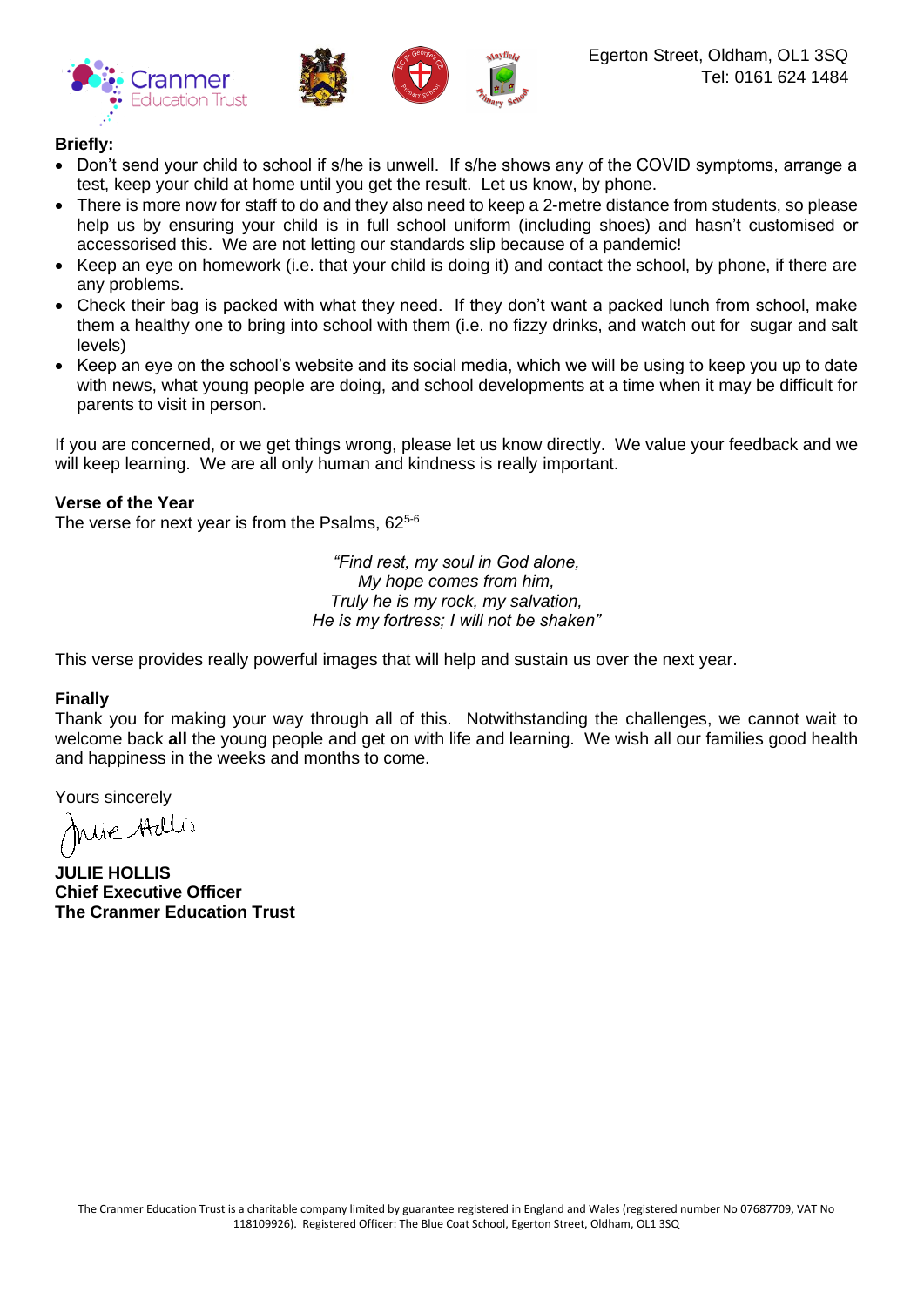**Briefly:**

- Don't send your child to school if s/he is unwell. If s/he shows any of the COVID symptoms, arrange a test, keep your child at home until you get the result. Let us know, by phone.
- There is more now for staff to do and they also need to keep a 2-metre distance from students, so please help us by ensuring your child is in full school uniform (including shoes) and hasn't customised or accessorised this. We are not letting our standards slip because of a pandemic!
- Keep an eye on homework (i.e. that your child is doing it) and contact the school, by phone, if there are any problems.
- Check their bag is packed with what they need. If they don't want a packed lunch from school, make them a healthy one to bring into school with them (i.e. no fizzy drinks, and watch out for sugar and salt levels)
- Keep an eye on the school's website and its social media, which we will be using to keep you up to date with news, what young people are doing, and school developments at a time when it may be difficult for parents to visit in person.

If you are concerned, or we get things wrong, please let us know directly. We value your feedback and we will keep learning. We are all only human and kindness is really important.

**Verse of the Year**

The verse for next year is from the Psalms, 62[5-6]

*"Find rest, my soul in God alone,*
*My hope comes from him,*
*Truly he is my rock, my salvation,*
*He is my fortress; I will not be shaken"*

This verse provides really powerful images that will help and sustain us over the next year.

**Finally**

Thank you for making your way through all of this. Notwithstanding the challenges, we cannot wait to welcome back **all** the young people and get on with life and learning. We wish all our families good health and happiness in the weeks and months to come.

Yours sincerely

Julie Hollis

**JULIE HOLLIS**
**Chief Executive Officer**
**The Cranmer Education Trust**